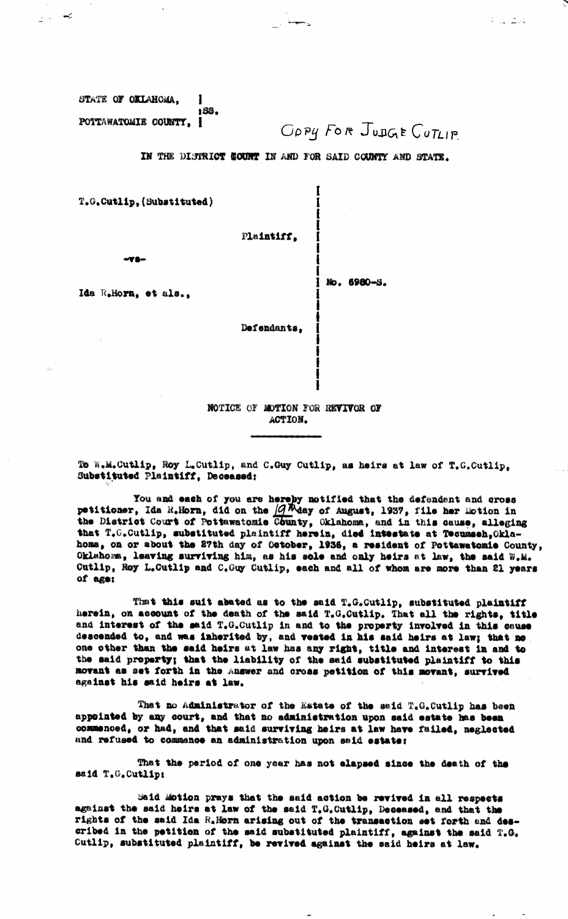STATE OF OKLAHOMA, |
|SS.
POTTAWATOMIE COUNTY, |

COPY FOR JUDGE CUTLIP

IN THE DISTRICT COURT IN AND FOR SAID COUNTY AND STATE.

T.G.Cutlip, (Substituted)

Plaintiff,

-vs-

No. 6960-S.

Ida R.Horn, et als.,

Defendants,

## NOTICE OF MOTION FOR REVIVOR OF ACTION.

To W.M.Cutlip, Roy L.Cutlip, and C.Guy Cutlip, as heirs at law of T.G.Cutlip, Substituted Plaintiff, Deceased:

You and each of you are hereby notified that the defendant and cross petitioner, Ida R.Horn, did on the 19th day of August, 1937, file her Motion in the District Court of Pottawatomie County, Oklahoma, and in this cause, alleging that T.G.Cutlip, substituted plaintiff herein, died intestate at Tecumseh, Oklahoma, on or about the 27th day of October, 1936, a resident of Pottawatomie County, Oklahoma, leaving surviving him, as his sole and only heirs at law, the said W.M. Cutlip, Roy L.Cutlip and C.Guy Cutlip, each and all of whom are more than 21 years of age:

That this suit abated as to the said T.G.Cutlip, substituted plaintiff herein, on account of the death of the said T.G.Cutlip. That all the rights, title and interest of the said T.G.Cutlip in and to the property involved in this cause descended to, and was inherited by, and vested in his said heirs at law; that no one other than the said heirs at law has any right, title and interest in and to the said property; that the liability of the said substituted plaintiff to this movant as set forth in the Answer and cross petition of this movant, survived against his said heirs at law.

That no Administrator of the Estate of the said T.G.Cutlip has been appointed by any court, and that no administration upon said estate has been commenced, or had, and that said surviving heirs at law have failed, neglected and refused to commence an administration upon said estate:

That the period of one year has not elapsed since the death of the said T.G.Cutlip:

Said Motion prays that the said action be revived in all respects against the said heirs at law of the said T.G.Cutlip, Deceased, and that the rights of the said Ida R.Horn arising out of the transaction set forth and described in the petition of the said substituted plaintiff, against the said T.G. Cutlip, substituted plaintiff, be revived against the said heirs at law.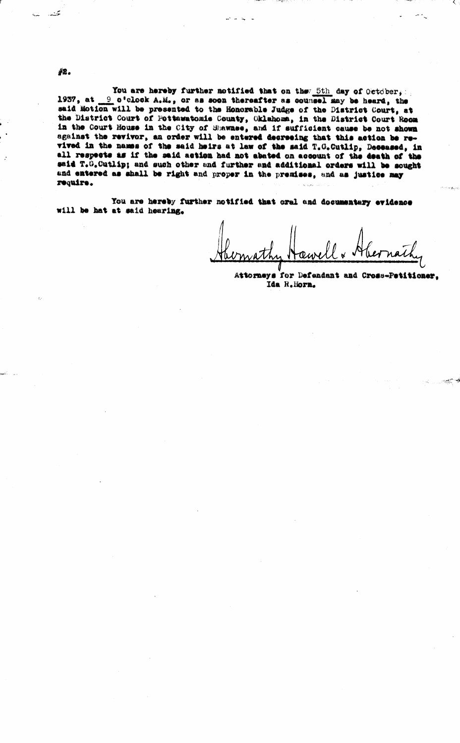#2.

You are hereby further notified that on the 5th day of October, 1937, at 9 o'clock A.M., or as soon thereafter as counsel may be heard, the said Motion will be presented to the Honorable Judge of the District Court, at the District Court of Pottawatomie County, Oklahoma, in the District Court Room in the Court House in the City of Shawnee, and if sufficient cause be not shown against the revivor, an order will be entered decreeing that this action be revived in the names of the said heirs at law of the said T.G.Cutlip, Deceased, in all respects as if the said action had not abated on account of the death of the said T.G.Cutlip; and such other and further and additional orders will be sought and entered as shall be right and proper in the premises, and as justice may require.

You are hereby further notified that oral and documentary evidence will be hat at said hearing.

Abernathy Howell & Abernathy

Attorneys for Defendant and Cross-Petitioner,
Ida R.Horn.